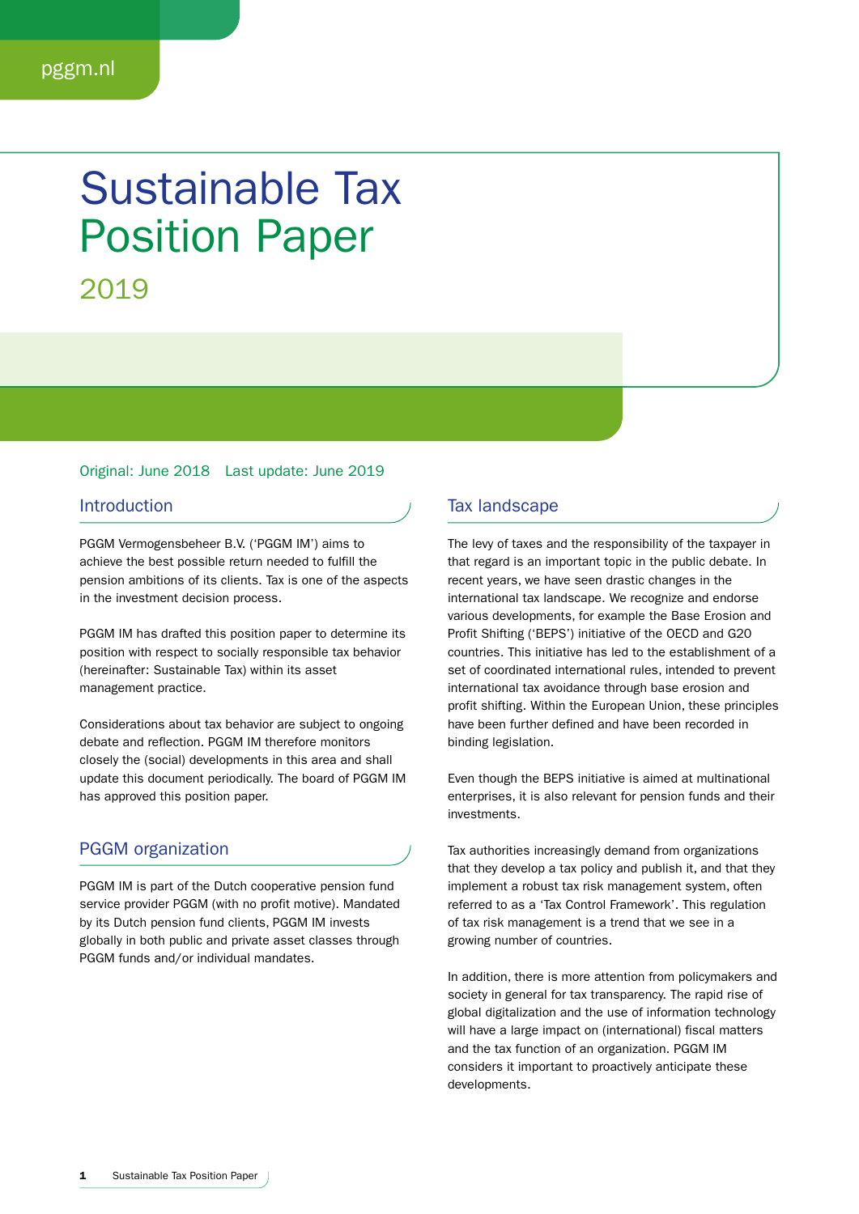# Sustainable Tax Position Paper

2019

Original: June 2018 Last update: June 2019

## Introduction

PGGM Vermogensbeheer B.V. ('PGGM IM') aims to achieve the best possible return needed to fulfill the pension ambitions of its clients. Tax is one of the aspects in the investment decision process.

PGGM IM has drafted this position paper to determine its position with respect to socially responsible tax behavior (hereinafter: Sustainable Tax) within its asset management practice.

Considerations about tax behavior are subject to ongoing debate and reflection. PGGM IM therefore monitors closely the (social) developments in this area and shall update this document periodically. The board of PGGM IM has approved this position paper.

## PGGM organization

PGGM IM is part of the Dutch cooperative pension fund service provider PGGM (with no profit motive). Mandated by its Dutch pension fund clients, PGGM IM invests globally in both public and private asset classes through PGGM funds and/or individual mandates.

## Tax landscape

The levy of taxes and the responsibility of the taxpayer in that regard is an important topic in the public debate. In recent years, we have seen drastic changes in the international tax landscape. We recognize and endorse various developments, for example the Base Erosion and Profit Shifting ('BEPS') initiative of the OECD and G20 countries. This initiative has led to the establishment of a set of coordinated international rules, intended to prevent international tax avoidance through base erosion and profit shifting. Within the European Union, these principles have been further defined and have been recorded in binding legislation.

Even though the BEPS initiative is aimed at multinational enterprises, it is also relevant for pension funds and their investments.

Tax authorities increasingly demand from organizations that they develop a tax policy and publish it, and that they implement a robust tax risk management system, often referred to as a 'Tax Control Framework'. This regulation of tax risk management is a trend that we see in a growing number of countries.

In addition, there is more attention from policymakers and society in general for tax transparency. The rapid rise of global digitalization and the use of information technology will have a large impact on (international) fiscal matters and the tax function of an organization. PGGM IM considers it important to proactively anticipate these developments.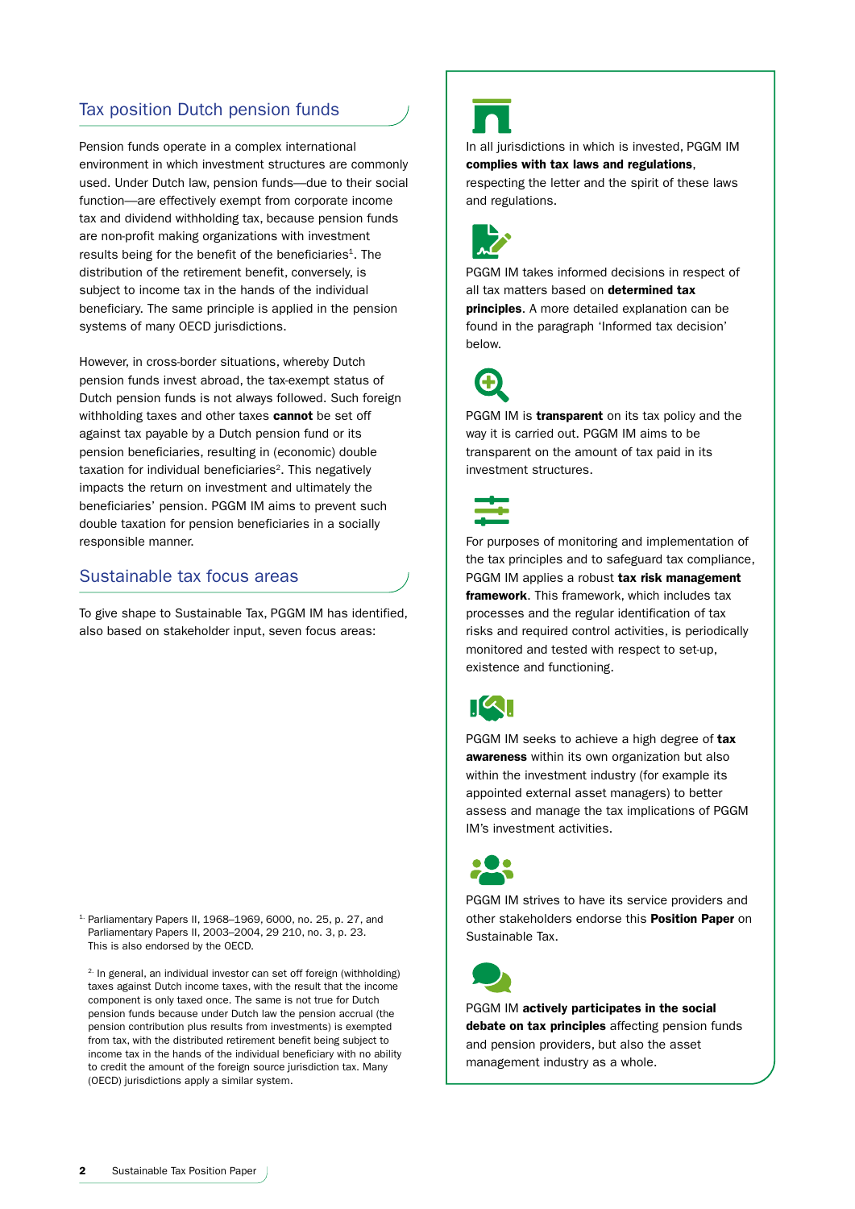## Tax position Dutch pension funds

Pension funds operate in a complex international environment in which investment structures are commonly used. Under Dutch law, pension funds—due to their social function—are effectively exempt from corporate income tax and dividend withholding tax, because pension funds are non-profit making organizations with investment results being for the benefit of the beneficiaries[1]. The distribution of the retirement benefit, conversely, is subject to income tax in the hands of the individual beneficiary. The same principle is applied in the pension systems of many OECD jurisdictions.

However, in cross-border situations, whereby Dutch pension funds invest abroad, the tax-exempt status of Dutch pension funds is not always followed. Such foreign withholding taxes and other taxes **cannot** be set off against tax payable by a Dutch pension fund or its pension beneficiaries, resulting in (economic) double taxation for individual beneficiaries[2]. This negatively impacts the return on investment and ultimately the beneficiaries' pension. PGGM IM aims to prevent such double taxation for pension beneficiaries in a socially responsible manner.

## Sustainable tax focus areas

To give shape to Sustainable Tax, PGGM IM has identified, also based on stakeholder input, seven focus areas:

In all jurisdictions in which is invested, PGGM IM **complies with tax laws and regulations**, respecting the letter and the spirit of these laws and regulations.

PGGM IM takes informed decisions in respect of all tax matters based on **determined tax principles**. A more detailed explanation can be found in the paragraph 'Informed tax decision' below.

PGGM IM is **transparent** on its tax policy and the way it is carried out. PGGM IM aims to be transparent on the amount of tax paid in its investment structures.

For purposes of monitoring and implementation of the tax principles and to safeguard tax compliance, PGGM IM applies a robust **tax risk management framework**. This framework, which includes tax processes and the regular identification of tax risks and required control activities, is periodically monitored and tested with respect to set-up, existence and functioning.

PGGM IM seeks to achieve a high degree of **tax awareness** within its own organization but also within the investment industry (for example its appointed external asset managers) to better assess and manage the tax implications of PGGM IM's investment activities.

PGGM IM strives to have its service providers and other stakeholders endorse this **Position Paper** on Sustainable Tax.

PGGM IM **actively participates in the social debate on tax principles** affecting pension funds and pension providers, but also the asset management industry as a whole.

---

[1] Parliamentary Papers II, 1968–1969, 6000, no. 25, p. 27, and Parliamentary Papers II, 2003–2004, 29 210, no. 3, p. 23. This is also endorsed by the OECD.

[2] In general, an individual investor can set off foreign (withholding) taxes against Dutch income taxes, with the result that the income component is only taxed once. The same is not true for Dutch pension funds because under Dutch law the pension accrual (the pension contribution plus results from investments) is exempted from tax, with the distributed retirement benefit being subject to income tax in the hands of the individual beneficiary with no ability to credit the amount of the foreign source jurisdiction tax. Many (OECD) jurisdictions apply a similar system.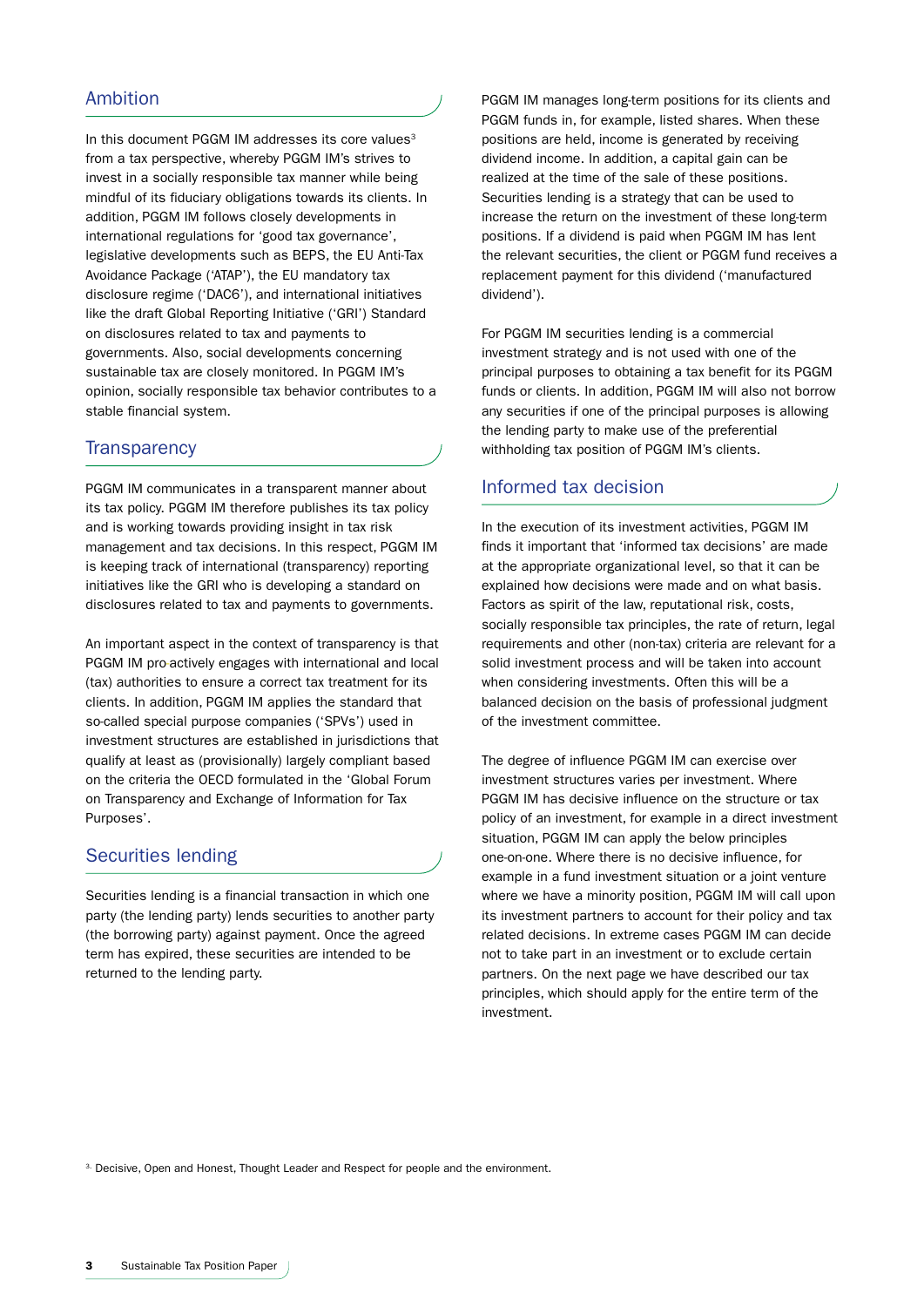## Ambition

In this document PGGM IM addresses its core values[3] from a tax perspective, whereby PGGM IM's strives to invest in a socially responsible tax manner while being mindful of its fiduciary obligations towards its clients. In addition, PGGM IM follows closely developments in international regulations for 'good tax governance', legislative developments such as BEPS, the EU Anti-Tax Avoidance Package ('ATAP'), the EU mandatory tax disclosure regime ('DAC6'), and international initiatives like the draft Global Reporting Initiative ('GRI') Standard on disclosures related to tax and payments to governments. Also, social developments concerning sustainable tax are closely monitored. In PGGM IM's opinion, socially responsible tax behavior contributes to a stable financial system.

## Transparency

PGGM IM communicates in a transparent manner about its tax policy. PGGM IM therefore publishes its tax policy and is working towards providing insight in tax risk management and tax decisions. In this respect, PGGM IM is keeping track of international (transparency) reporting initiatives like the GRI who is developing a standard on disclosures related to tax and payments to governments.

An important aspect in the context of transparency is that PGGM IM pro actively engages with international and local (tax) authorities to ensure a correct tax treatment for its clients. In addition, PGGM IM applies the standard that so-called special purpose companies ('SPVs') used in investment structures are established in jurisdictions that qualify at least as (provisionally) largely compliant based on the criteria the OECD formulated in the 'Global Forum on Transparency and Exchange of Information for Tax Purposes'.

## Securities lending

Securities lending is a financial transaction in which one party (the lending party) lends securities to another party (the borrowing party) against payment. Once the agreed term has expired, these securities are intended to be returned to the lending party.

PGGM IM manages long-term positions for its clients and PGGM funds in, for example, listed shares. When these positions are held, income is generated by receiving dividend income. In addition, a capital gain can be realized at the time of the sale of these positions. Securities lending is a strategy that can be used to increase the return on the investment of these long-term positions. If a dividend is paid when PGGM IM has lent the relevant securities, the client or PGGM fund receives a replacement payment for this dividend ('manufactured dividend').

For PGGM IM securities lending is a commercial investment strategy and is not used with one of the principal purposes to obtaining a tax benefit for its PGGM funds or clients. In addition, PGGM IM will also not borrow any securities if one of the principal purposes is allowing the lending party to make use of the preferential withholding tax position of PGGM IM's clients.

## Informed tax decision

In the execution of its investment activities, PGGM IM finds it important that 'informed tax decisions' are made at the appropriate organizational level, so that it can be explained how decisions were made and on what basis. Factors as spirit of the law, reputational risk, costs, socially responsible tax principles, the rate of return, legal requirements and other (non-tax) criteria are relevant for a solid investment process and will be taken into account when considering investments. Often this will be a balanced decision on the basis of professional judgment of the investment committee.

The degree of influence PGGM IM can exercise over investment structures varies per investment. Where PGGM IM has decisive influence on the structure or tax policy of an investment, for example in a direct investment situation, PGGM IM can apply the below principles one-on-one. Where there is no decisive influence, for example in a fund investment situation or a joint venture where we have a minority position, PGGM IM will call upon its investment partners to account for their policy and tax related decisions. In extreme cases PGGM IM can decide not to take part in an investment or to exclude certain partners. On the next page we have described our tax principles, which should apply for the entire term of the investment.

[3] Decisive, Open and Honest, Thought Leader and Respect for people and the environment.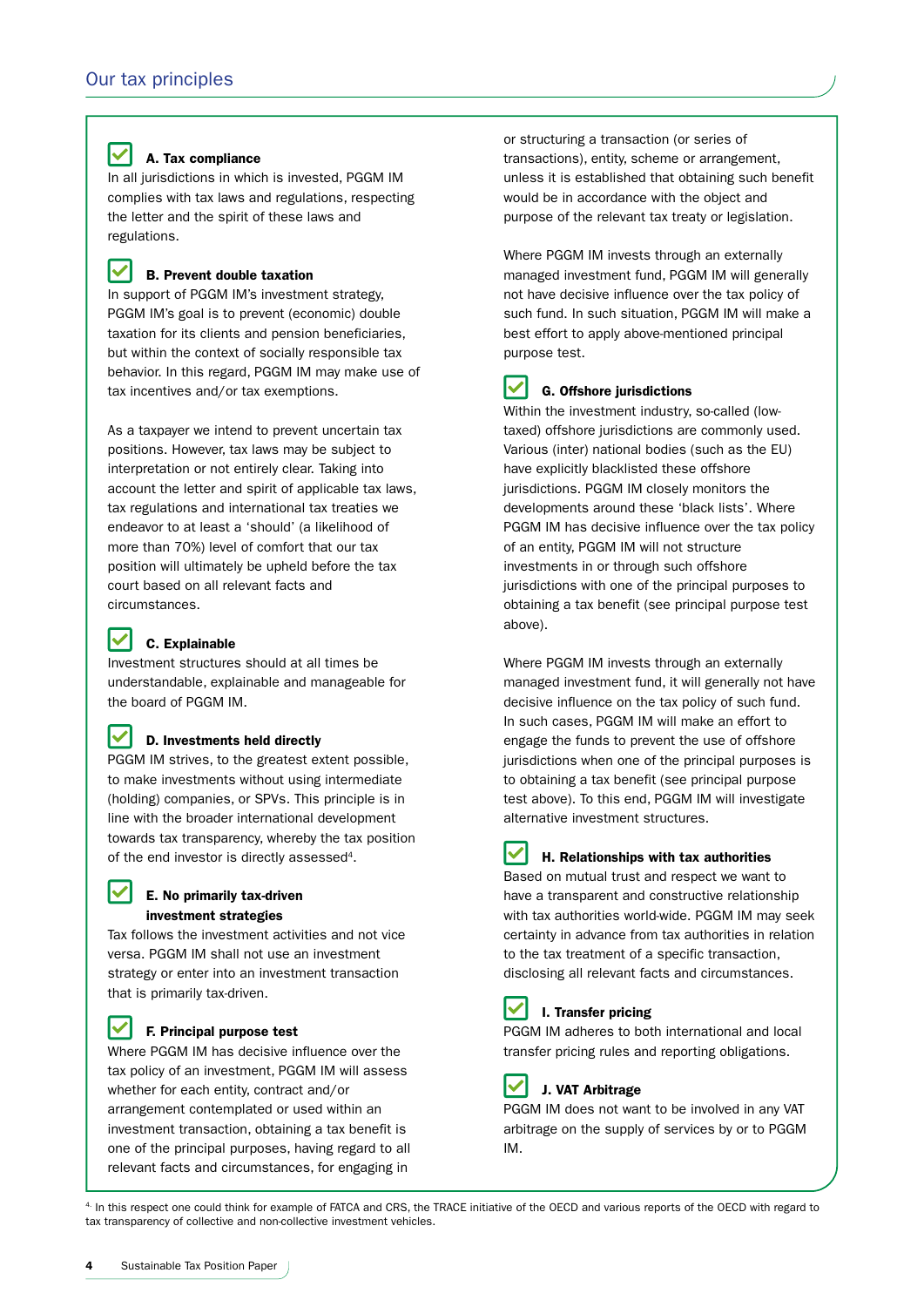## Our tax principles

### A. Tax compliance

In all jurisdictions in which is invested, PGGM IM complies with tax laws and regulations, respecting the letter and the spirit of these laws and regulations.

### B. Prevent double taxation

In support of PGGM IM's investment strategy, PGGM IM's goal is to prevent (economic) double taxation for its clients and pension beneficiaries, but within the context of socially responsible tax behavior. In this regard, PGGM IM may make use of tax incentives and/or tax exemptions.

As a taxpayer we intend to prevent uncertain tax positions. However, tax laws may be subject to interpretation or not entirely clear. Taking into account the letter and spirit of applicable tax laws, tax regulations and international tax treaties we endeavor to at least a 'should' (a likelihood of more than 70%) level of comfort that our tax position will ultimately be upheld before the tax court based on all relevant facts and circumstances.

### C. Explainable

Investment structures should at all times be understandable, explainable and manageable for the board of PGGM IM.

### D. Investments held directly

PGGM IM strives, to the greatest extent possible, to make investments without using intermediate (holding) companies, or SPVs. This principle is in line with the broader international development towards tax transparency, whereby the tax position of the end investor is directly assessed[4].

### E. No primarily tax-driven investment strategies

Tax follows the investment activities and not vice versa. PGGM IM shall not use an investment strategy or enter into an investment transaction that is primarily tax-driven.

### F. Principal purpose test

Where PGGM IM has decisive influence over the tax policy of an investment, PGGM IM will assess whether for each entity, contract and/or arrangement contemplated or used within an investment transaction, obtaining a tax benefit is one of the principal purposes, having regard to all relevant facts and circumstances, for engaging in or structuring a transaction (or series of transactions), entity, scheme or arrangement, unless it is established that obtaining such benefit would be in accordance with the object and purpose of the relevant tax treaty or legislation.

Where PGGM IM invests through an externally managed investment fund, PGGM IM will generally not have decisive influence over the tax policy of such fund. In such situation, PGGM IM will make a best effort to apply above-mentioned principal purpose test.

### G. Offshore jurisdictions

Within the investment industry, so-called (low-taxed) offshore jurisdictions are commonly used. Various (inter) national bodies (such as the EU) have explicitly blacklisted these offshore jurisdictions. PGGM IM closely monitors the developments around these 'black lists'. Where PGGM IM has decisive influence over the tax policy of an entity, PGGM IM will not structure investments in or through such offshore jurisdictions with one of the principal purposes to obtaining a tax benefit (see principal purpose test above).

Where PGGM IM invests through an externally managed investment fund, it will generally not have decisive influence on the tax policy of such fund. In such cases, PGGM IM will make an effort to engage the funds to prevent the use of offshore jurisdictions when one of the principal purposes is to obtaining a tax benefit (see principal purpose test above). To this end, PGGM IM will investigate alternative investment structures.

### H. Relationships with tax authorities

Based on mutual trust and respect we want to have a transparent and constructive relationship with tax authorities world-wide. PGGM IM may seek certainty in advance from tax authorities in relation to the tax treatment of a specific transaction, disclosing all relevant facts and circumstances.

### I. Transfer pricing

PGGM IM adheres to both international and local transfer pricing rules and reporting obligations.

### J. VAT Arbitrage

PGGM IM does not want to be involved in any VAT arbitrage on the supply of services by or to PGGM IM.

---

[4] In this respect one could think for example of FATCA and CRS, the TRACE initiative of the OECD and various reports of the OECD with regard to tax transparency of collective and non-collective investment vehicles.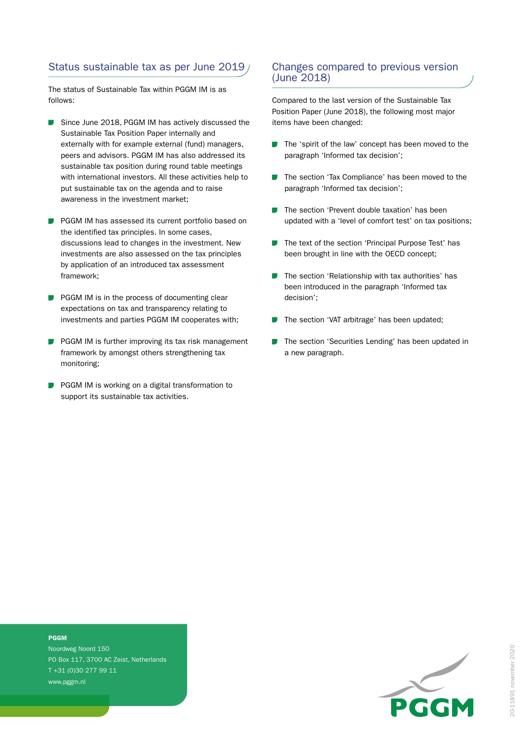## Status sustainable tax as per June 2019

The status of Sustainable Tax within PGGM IM is as follows:

- Since June 2018, PGGM IM has actively discussed the Sustainable Tax Position Paper internally and externally with for example external (fund) managers, peers and advisors. PGGM IM has also addressed its sustainable tax position during round table meetings with international investors. All these activities help to put sustainable tax on the agenda and to raise awareness in the investment market;
- PGGM IM has assessed its current portfolio based on the identified tax principles. In some cases, discussions lead to changes in the investment. New investments are also assessed on the tax principles by application of an introduced tax assessment framework;
- PGGM IM is in the process of documenting clear expectations on tax and transparency relating to investments and parties PGGM IM cooperates with;
- PGGM IM is further improving its tax risk management framework by amongst others strengthening tax monitoring;
- PGGM IM is working on a digital transformation to support its sustainable tax activities.

## Changes compared to previous version (June 2018)

Compared to the last version of the Sustainable Tax Position Paper (June 2018), the following most major items have been changed:

- The 'spirit of the law' concept has been moved to the paragraph 'Informed tax decision';
- The section 'Tax Compliance' has been moved to the paragraph 'Informed tax decision';
- The section 'Prevent double taxation' has been updated with a 'level of comfort test' on tax positions;
- The text of the section 'Principal Purpose Test' has been brought in line with the OECD concept;
- The section 'Relationship with tax authorities' has been introduced in the paragraph 'Informed tax decision';
- The section 'VAT arbitrage' has been updated;
- The section 'Securities Lending' has been updated in a new paragraph.

**PGGM**
Noordweg Noord 150
PO Box 117, 3700 AC Zeist, Netherlands
T +31 (0)30 277 99 11
www.pggm.nl

PGGM

20-11891 november 2020